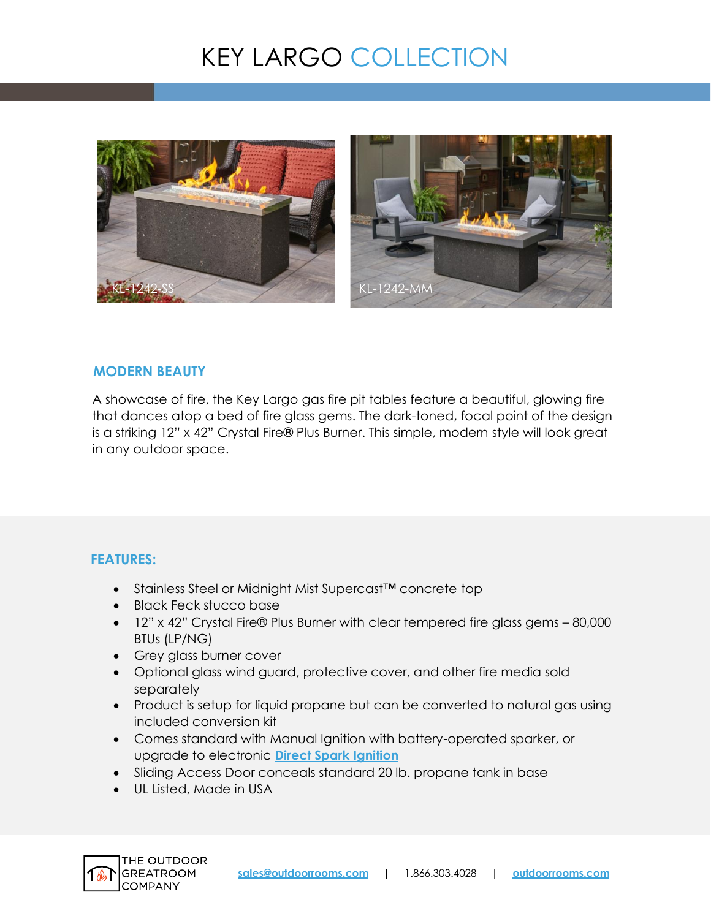# KEY LARGO COLLECTION

KL-1242-SS

KL-1242-MM

## MODERN BEAUTY

A showcase of fire, the Key Largo gas fire pit tables feature a beautiful, glowing fire that dances atop a bed of fire glass gems. The dark-toned, focal point of the design is a striking 12" x 42" Crystal Fire® Plus Burner. This simple, modern style will look great in any outdoor space.

## FEATURES:

- Stainless Steel or Midnight Mist Supercast™ concrete top
- Black Feck stucco base
- 12" x 42" Crystal Fire® Plus Burner with clear tempered fire glass gems – 80,000 BTUs (LP/NG)
- Grey glass burner cover
- Optional glass wind guard, protective cover, and other fire media sold separately
- Product is setup for liquid propane but can be converted to natural gas using included conversion kit
- Comes standard with Manual Ignition with battery-operated sparker, or upgrade to electronic **Direct Spark Ignition**
- Sliding Access Door conceals standard 20 lb. propane tank in base
- UL Listed, Made in USA

THE OUTDOOR GREATROOM COMPANY

sales@outdoorrooms.com | 1.866.303.4028 | outdoorrooms.com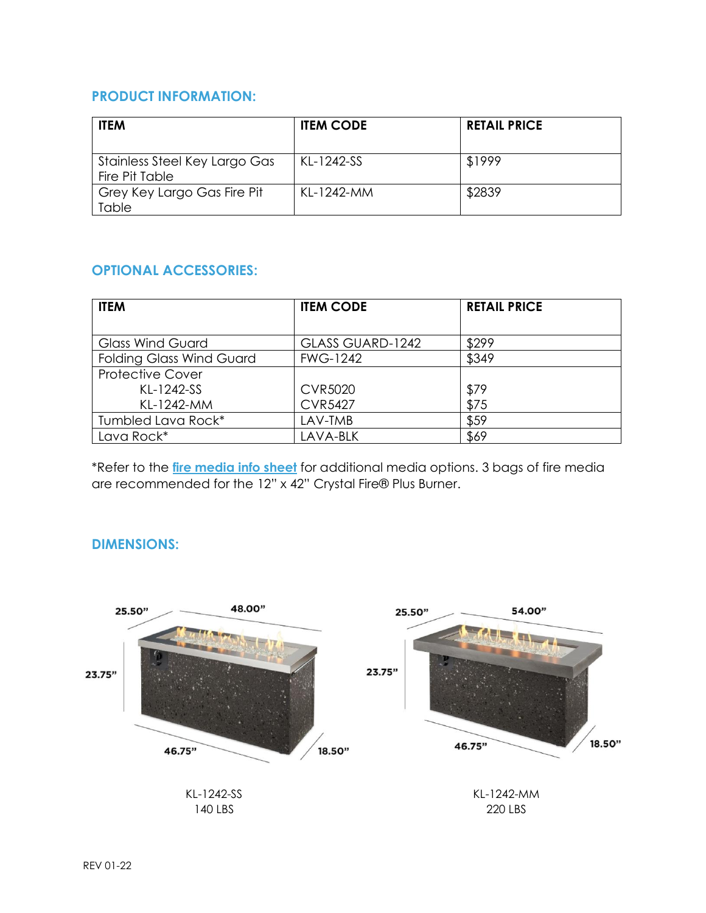## PRODUCT INFORMATION:

| ITEM | ITEM CODE | RETAIL PRICE |
|---|---|---|
| Stainless Steel Key Largo Gas Fire Pit Table | KL-1242-SS | $1999 |
| Grey Key Largo Gas Fire Pit Table | KL-1242-MM | $2839 |

## OPTIONAL ACCESSORIES:

| ITEM | ITEM CODE | RETAIL PRICE |
|---|---|---|
| Glass Wind Guard | GLASS GUARD-1242 | $299 |
| Folding Glass Wind Guard | FWG-1242 | $349 |
| Protective Cover | | |
| KL-1242-SS | CVR5020 | $79 |
| KL-1242-MM | CVR5427 | $75 |
| Tumbled Lava Rock* | LAV-TMB | $59 |
| Lava Rock* | LAVA-BLK | $69 |

*Refer to the **fire media info sheet** for additional media options. 3 bags of fire media are recommended for the 12" x 42" Crystal Fire® Plus Burner.

## DIMENSIONS:

25.50"
48.00"
23.75"
46.75"
18.50"

KL-1242-SS
140 LBS

25.50"
54.00"
23.75"
46.75"
18.50"

KL-1242-MM
220 LBS

REV 01-22